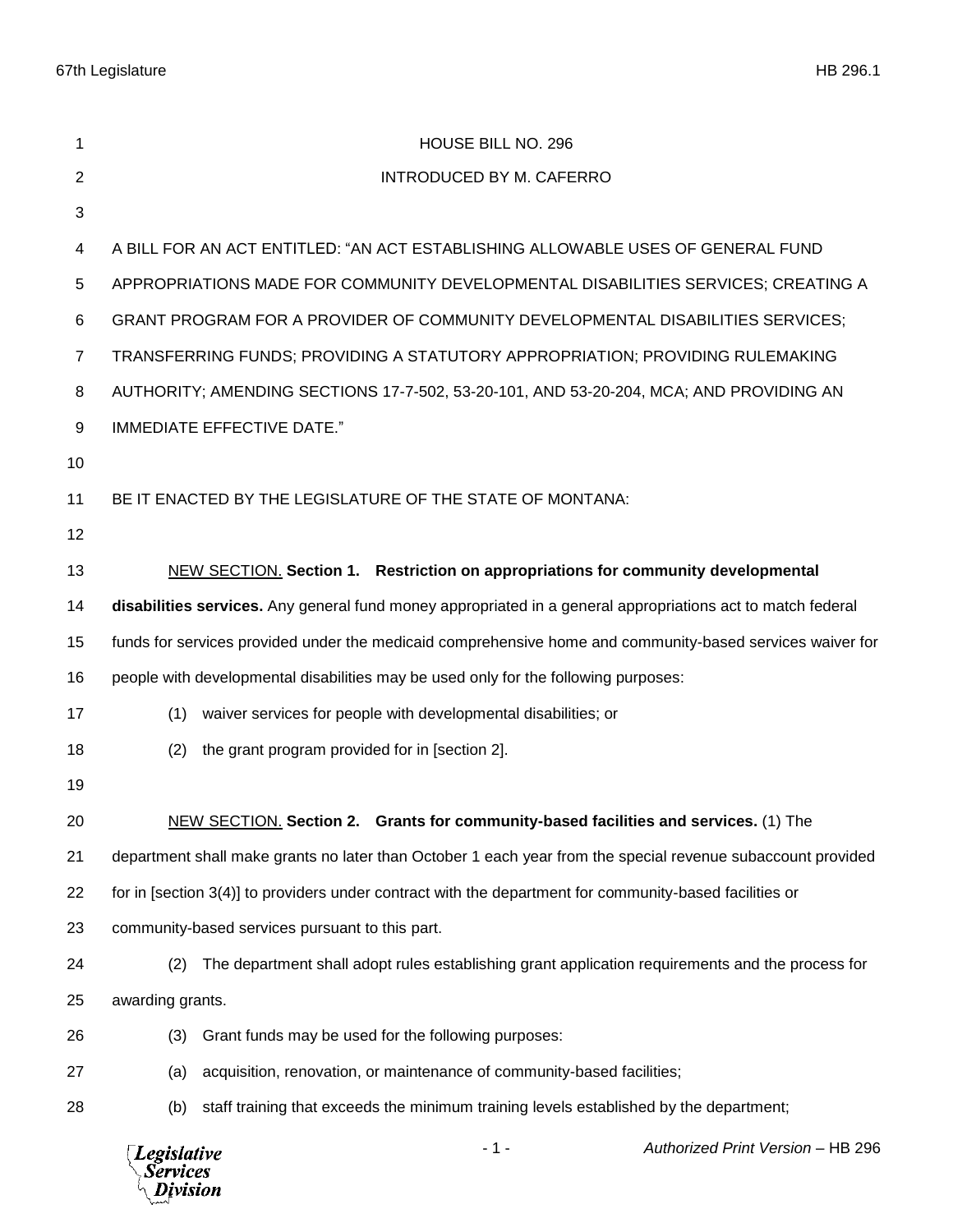HOUSE BILL NO. 296

INTRODUCED BY M. CAFERRO

A BILL FOR AN ACT ENTITLED: "AN ACT ESTABLISHING ALLOWABLE USES OF GENERAL FUND APPROPRIATIONS MADE FOR COMMUNITY DEVELOPMENTAL DISABILITIES SERVICES; CREATING A GRANT PROGRAM FOR A PROVIDER OF COMMUNITY DEVELOPMENTAL DISABILITIES SERVICES; TRANSFERRING FUNDS; PROVIDING A STATUTORY APPROPRIATION; PROVIDING RULEMAKING AUTHORITY; AMENDING SECTIONS 17-7-502, 53-20-101, AND 53-20-204, MCA; AND PROVIDING AN IMMEDIATE EFFECTIVE DATE."

BE IT ENACTED BY THE LEGISLATURE OF THE STATE OF MONTANA:

NEW SECTION. **Section 1. Restriction on appropriations for community developmental disabilities services.** Any general fund money appropriated in a general appropriations act to match federal funds for services provided under the medicaid comprehensive home and community-based services waiver for people with developmental disabilities may be used only for the following purposes:

(1) waiver services for people with developmental disabilities; or

(2) the grant program provided for in [section 2].

NEW SECTION. **Section 2. Grants for community-based facilities and services.** (1) The department shall make grants no later than October 1 each year from the special revenue subaccount provided for in [section 3(4)] to providers under contract with the department for community-based facilities or community-based services pursuant to this part.

(2) The department shall adopt rules establishing grant application requirements and the process for awarding grants.

(3) Grant funds may be used for the following purposes:

(a) acquisition, renovation, or maintenance of community-based facilities;

(b) staff training that exceeds the minimum training levels established by the department;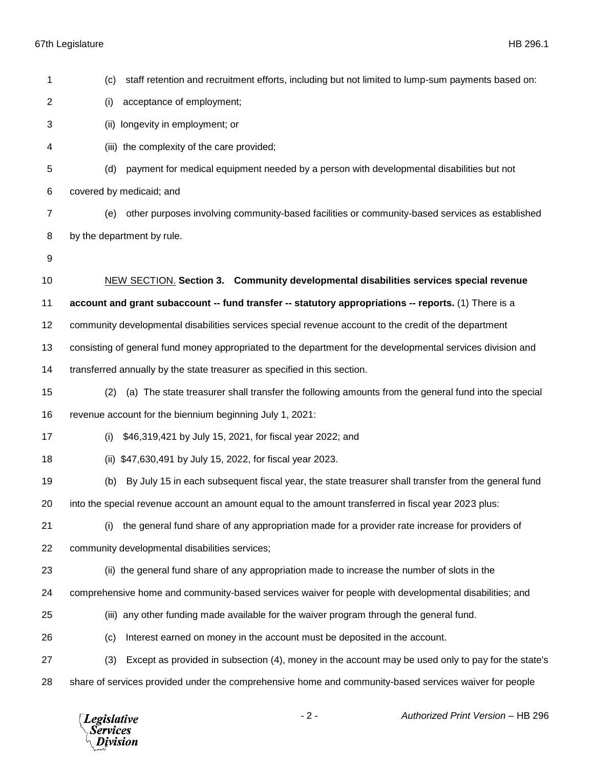(c) staff retention and recruitment efforts, including but not limited to lump-sum payments based on:

(i) acceptance of employment;

(ii) longevity in employment; or

(iii) the complexity of the care provided;

(d) payment for medical equipment needed by a person with developmental disabilities but not covered by medicaid; and

(e) other purposes involving community-based facilities or community-based services as established by the department by rule.

NEW SECTION. **Section 3. Community developmental disabilities services special revenue account and grant subaccount -- fund transfer -- statutory appropriations -- reports.** (1) There is a community developmental disabilities services special revenue account to the credit of the department consisting of general fund money appropriated to the department for the developmental services division and transferred annually by the state treasurer as specified in this section.

(2) (a) The state treasurer shall transfer the following amounts from the general fund into the special revenue account for the biennium beginning July 1, 2021:

(i) $46,319,421 by July 15, 2021, for fiscal year 2022; and

(ii) $47,630,491 by July 15, 2022, for fiscal year 2023.

(b) By July 15 in each subsequent fiscal year, the state treasurer shall transfer from the general fund into the special revenue account an amount equal to the amount transferred in fiscal year 2023 plus:

(i) the general fund share of any appropriation made for a provider rate increase for providers of community developmental disabilities services;

(ii) the general fund share of any appropriation made to increase the number of slots in the comprehensive home and community-based services waiver for people with developmental disabilities; and

(iii) any other funding made available for the waiver program through the general fund.

(c) Interest earned on money in the account must be deposited in the account.

(3) Except as provided in subsection (4), money in the account may be used only to pay for the state's share of services provided under the comprehensive home and community-based services waiver for people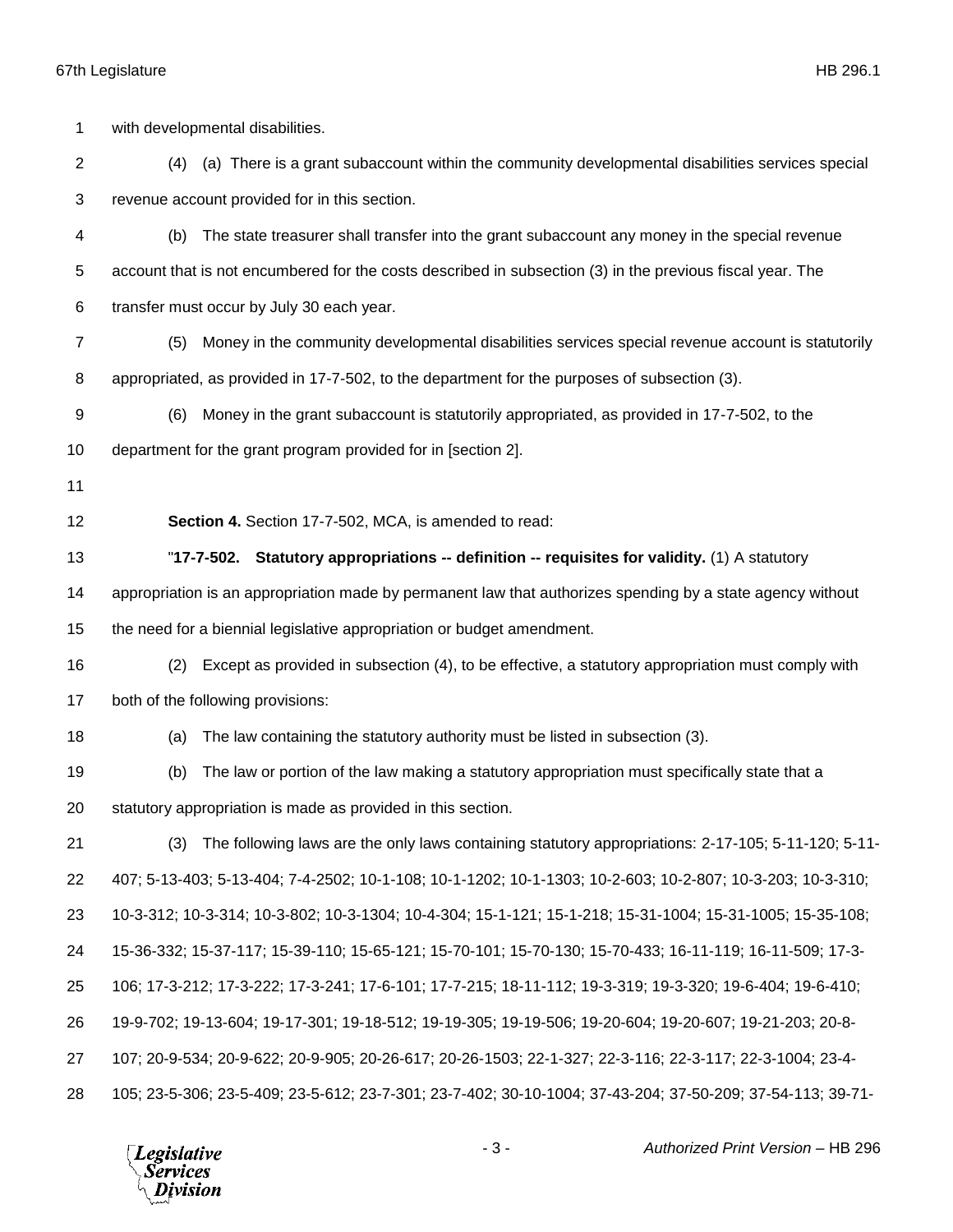with developmental disabilities.

(4) (a) There is a grant subaccount within the community developmental disabilities services special revenue account provided for in this section.

(b) The state treasurer shall transfer into the grant subaccount any money in the special revenue account that is not encumbered for the costs described in subsection (3) in the previous fiscal year. The transfer must occur by July 30 each year.

(5) Money in the community developmental disabilities services special revenue account is statutorily appropriated, as provided in 17-7-502, to the department for the purposes of subsection (3).

(6) Money in the grant subaccount is statutorily appropriated, as provided in 17-7-502, to the department for the grant program provided for in [section 2].

**Section 4.** Section 17-7-502, MCA, is amended to read:

"**17-7-502. Statutory appropriations -- definition -- requisites for validity.** (1) A statutory appropriation is an appropriation made by permanent law that authorizes spending by a state agency without the need for a biennial legislative appropriation or budget amendment.

(2) Except as provided in subsection (4), to be effective, a statutory appropriation must comply with both of the following provisions:

(a) The law containing the statutory authority must be listed in subsection (3).

(b) The law or portion of the law making a statutory appropriation must specifically state that a statutory appropriation is made as provided in this section.

(3) The following laws are the only laws containing statutory appropriations: 2-17-105; 5-11-120; 5-11-407; 5-13-403; 5-13-404; 7-4-2502; 10-1-108; 10-1-1202; 10-1-1303; 10-2-603; 10-2-807; 10-3-203; 10-3-310; 10-3-312; 10-3-314; 10-3-802; 10-3-1304; 10-4-304; 15-1-121; 15-1-218; 15-31-1004; 15-31-1005; 15-35-108; 15-36-332; 15-37-117; 15-39-110; 15-65-121; 15-70-101; 15-70-130; 15-70-433; 16-11-119; 16-11-509; 17-3-106; 17-3-212; 17-3-222; 17-3-241; 17-6-101; 17-7-215; 18-11-112; 19-3-319; 19-3-320; 19-6-404; 19-6-410; 19-9-702; 19-13-604; 19-17-301; 19-18-512; 19-19-305; 19-19-506; 19-20-604; 19-20-607; 19-21-203; 20-8-107; 20-9-534; 20-9-622; 20-9-905; 20-26-617; 20-26-1503; 22-1-327; 22-3-116; 22-3-117; 22-3-1004; 23-4-105; 23-5-306; 23-5-409; 23-5-612; 23-7-301; 23-7-402; 30-10-1004; 37-43-204; 37-50-209; 37-54-113; 39-71-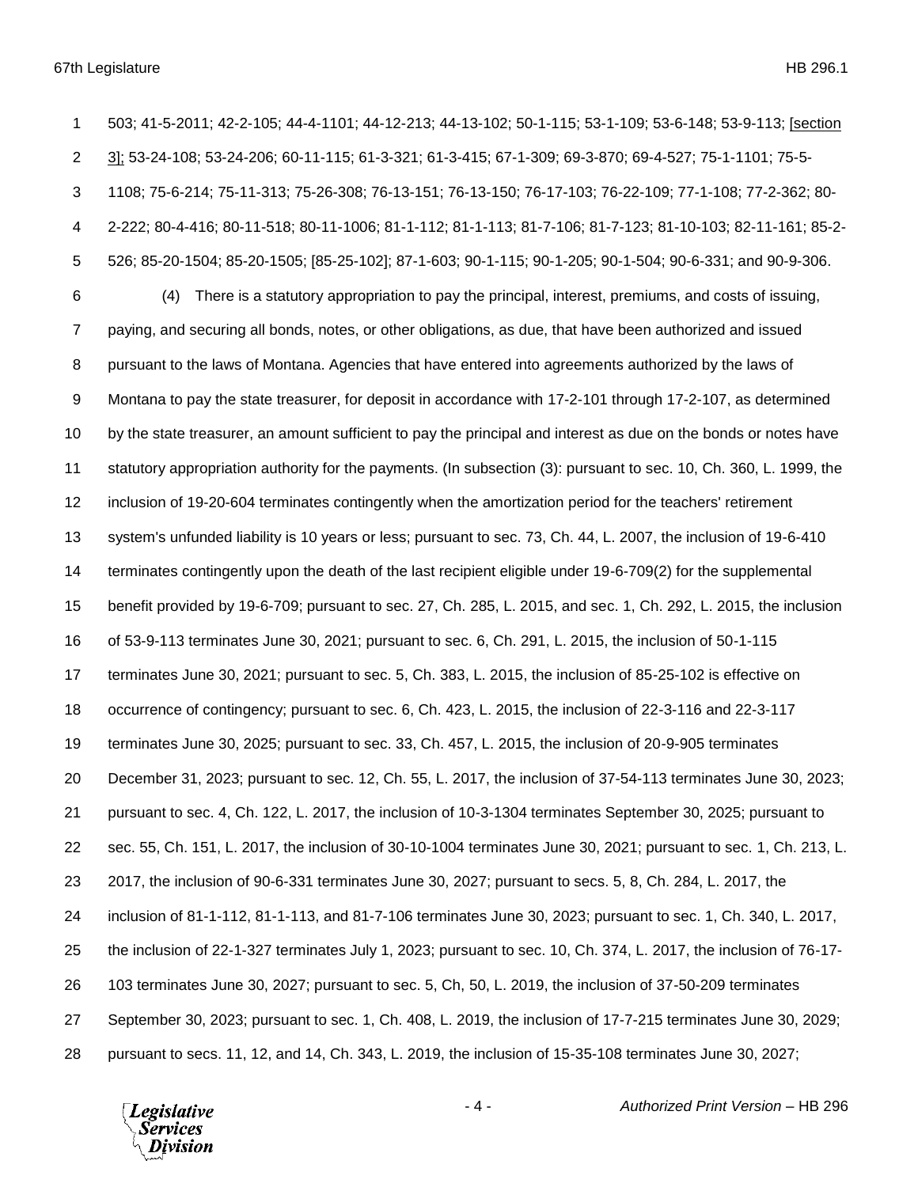503; 41-5-2011; 42-2-105; 44-4-1101; 44-12-213; 44-13-102; 50-1-115; 53-1-109; 53-6-148; 53-9-113; [section 3]; 53-24-108; 53-24-206; 60-11-115; 61-3-321; 61-3-415; 67-1-309; 69-3-870; 69-4-527; 75-1-1101; 75-5-1108; 75-6-214; 75-11-313; 75-26-308; 76-13-151; 76-13-150; 76-17-103; 76-22-109; 77-1-108; 77-2-362; 80-2-222; 80-4-416; 80-11-518; 80-11-1006; 81-1-112; 81-1-113; 81-7-106; 81-7-123; 81-10-103; 82-11-161; 85-2-526; 85-20-1504; 85-20-1505; [85-25-102]; 87-1-603; 90-1-115; 90-1-205; 90-1-504; 90-6-331; and 90-9-306.

(4) There is a statutory appropriation to pay the principal, interest, premiums, and costs of issuing, paying, and securing all bonds, notes, or other obligations, as due, that have been authorized and issued pursuant to the laws of Montana. Agencies that have entered into agreements authorized by the laws of Montana to pay the state treasurer, for deposit in accordance with 17-2-101 through 17-2-107, as determined by the state treasurer, an amount sufficient to pay the principal and interest as due on the bonds or notes have statutory appropriation authority for the payments. (In subsection (3): pursuant to sec. 10, Ch. 360, L. 1999, the inclusion of 19-20-604 terminates contingently when the amortization period for the teachers' retirement system's unfunded liability is 10 years or less; pursuant to sec. 73, Ch. 44, L. 2007, the inclusion of 19-6-410 terminates contingently upon the death of the last recipient eligible under 19-6-709(2) for the supplemental benefit provided by 19-6-709; pursuant to sec. 27, Ch. 285, L. 2015, and sec. 1, Ch. 292, L. 2015, the inclusion of 53-9-113 terminates June 30, 2021; pursuant to sec. 6, Ch. 291, L. 2015, the inclusion of 50-1-115 terminates June 30, 2021; pursuant to sec. 5, Ch. 383, L. 2015, the inclusion of 85-25-102 is effective on occurrence of contingency; pursuant to sec. 6, Ch. 423, L. 2015, the inclusion of 22-3-116 and 22-3-117 terminates June 30, 2025; pursuant to sec. 33, Ch. 457, L. 2015, the inclusion of 20-9-905 terminates December 31, 2023; pursuant to sec. 12, Ch. 55, L. 2017, the inclusion of 37-54-113 terminates June 30, 2023; pursuant to sec. 4, Ch. 122, L. 2017, the inclusion of 10-3-1304 terminates September 30, 2025; pursuant to sec. 55, Ch. 151, L. 2017, the inclusion of 30-10-1004 terminates June 30, 2021; pursuant to sec. 1, Ch. 213, L. 2017, the inclusion of 90-6-331 terminates June 30, 2027; pursuant to secs. 5, 8, Ch. 284, L. 2017, the inclusion of 81-1-112, 81-1-113, and 81-7-106 terminates June 30, 2023; pursuant to sec. 1, Ch. 340, L. 2017, the inclusion of 22-1-327 terminates July 1, 2023; pursuant to sec. 10, Ch. 374, L. 2017, the inclusion of 76-17-103 terminates June 30, 2027; pursuant to sec. 5, Ch, 50, L. 2019, the inclusion of 37-50-209 terminates September 30, 2023; pursuant to sec. 1, Ch. 408, L. 2019, the inclusion of 17-7-215 terminates June 30, 2029; pursuant to secs. 11, 12, and 14, Ch. 343, L. 2019, the inclusion of 15-35-108 terminates June 30, 2027;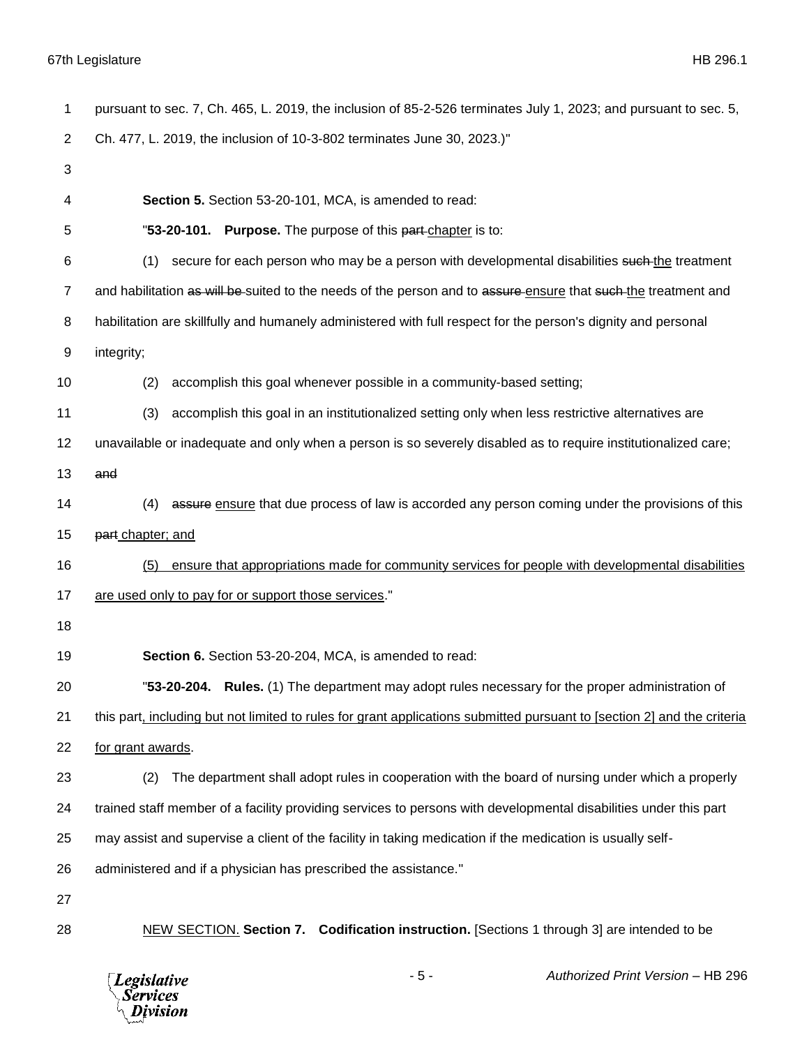pursuant to sec. 7, Ch. 465, L. 2019, the inclusion of 85-2-526 terminates July 1, 2023; and pursuant to sec. 5, Ch. 477, L. 2019, the inclusion of 10-3-802 terminates June 30, 2023.)"

**Section 5.** Section 53-20-101, MCA, is amended to read:

"**53-20-101. Purpose.** The purpose of this ~~part~~ chapter is to:

(1) secure for each person who may be a person with developmental disabilities ~~such~~ the treatment and habilitation ~~as will be~~ suited to the needs of the person and to ~~assure~~ ensure that ~~such~~ the treatment and habilitation are skillfully and humanely administered with full respect for the person's dignity and personal integrity;

(2) accomplish this goal whenever possible in a community-based setting;

(3) accomplish this goal in an institutionalized setting only when less restrictive alternatives are unavailable or inadequate and only when a person is so severely disabled as to require institutionalized care; ~~and~~

(4) ~~assure~~ ensure that due process of law is accorded any person coming under the provisions of this ~~part~~ chapter; and

(5) ensure that appropriations made for community services for people with developmental disabilities are used only to pay for or support those services."

**Section 6.** Section 53-20-204, MCA, is amended to read:

"**53-20-204. Rules.** (1) The department may adopt rules necessary for the proper administration of this part, including but not limited to rules for grant applications submitted pursuant to [section 2] and the criteria for grant awards.

(2) The department shall adopt rules in cooperation with the board of nursing under which a properly trained staff member of a facility providing services to persons with developmental disabilities under this part may assist and supervise a client of the facility in taking medication if the medication is usually self-administered and if a physician has prescribed the assistance."

NEW SECTION. **Section 7. Codification instruction.** [Sections 1 through 3] are intended to be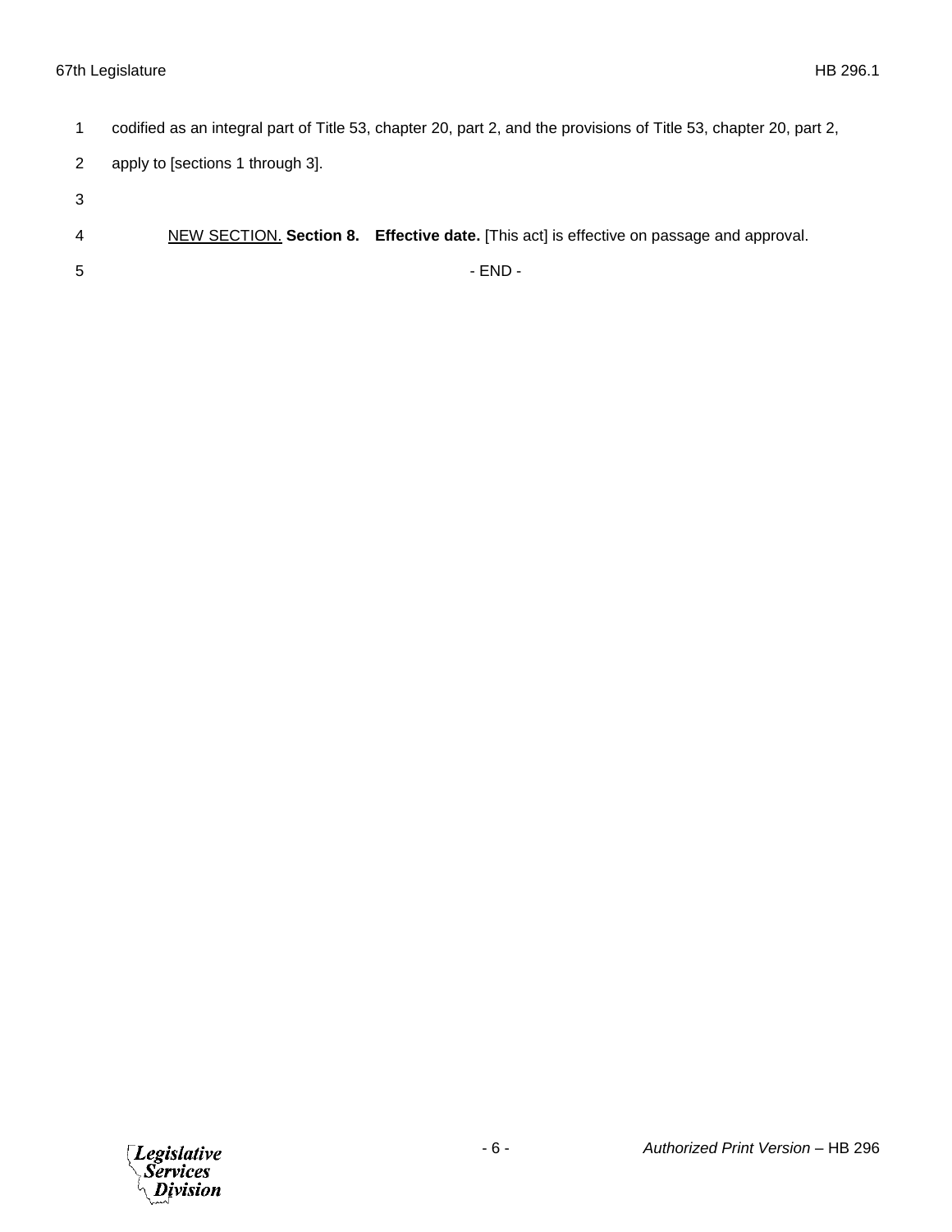codified as an integral part of Title 53, chapter 20, part 2, and the provisions of Title 53, chapter 20, part 2, apply to [sections 1 through 3].

NEW SECTION. **Section 8. Effective date.** [This act] is effective on passage and approval.

\- END -